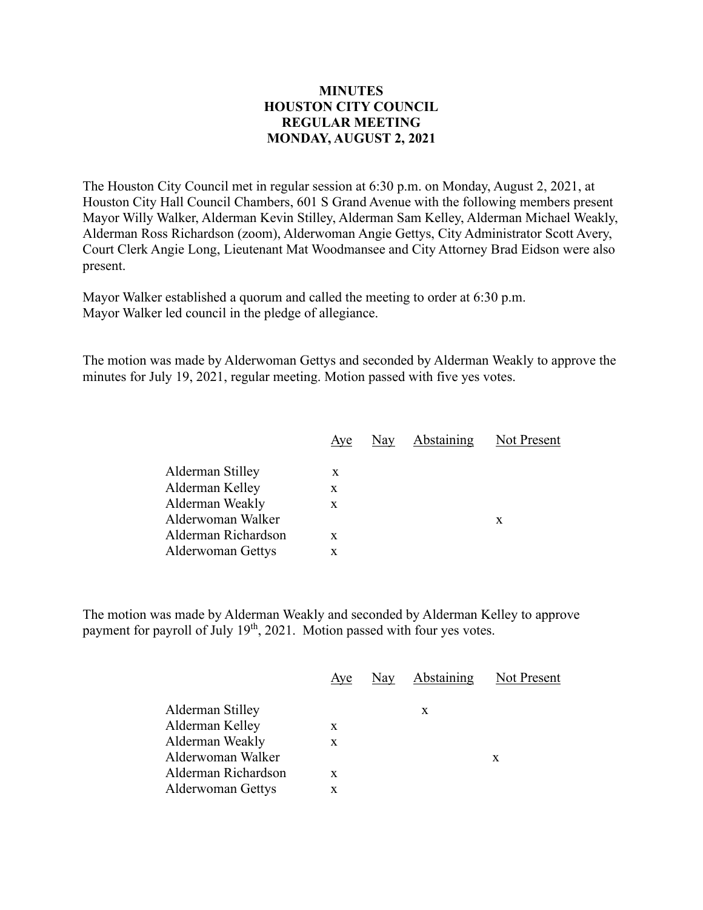# MINUTES
# HOUSTON CITY COUNCIL
# REGULAR MEETING
# MONDAY, AUGUST 2, 2021

The Houston City Council met in regular session at 6:30 p.m. on Monday, August 2, 2021, at Houston City Hall Council Chambers, 601 S Grand Avenue with the following members present Mayor Willy Walker, Alderman Kevin Stilley, Alderman Sam Kelley, Alderman Michael Weakly, Alderman Ross Richardson (zoom), Alderwoman Angie Gettys, City Administrator Scott Avery, Court Clerk Angie Long, Lieutenant Mat Woodmansee and City Attorney Brad Eidson were also present.

Mayor Walker established a quorum and called the meeting to order at 6:30 p.m.
Mayor Walker led council in the pledge of allegiance.

The motion was made by Alderwoman Gettys and seconded by Alderman Weakly to approve the minutes for July 19, 2021, regular meeting. Motion passed with five yes votes.

| | Aye | Nay | Abstaining | Not Present |
|---|---|---|---|---|
| Alderman Stilley | x | | | |
| Alderman Kelley | x | | | |
| Alderman Weakly | x | | | |
| Alderwoman Walker | | | | x |
| Alderman Richardson | x | | | |
| Alderwoman Gettys | x | | | |

The motion was made by Alderman Weakly and seconded by Alderman Kelley to approve payment for payroll of July 19th, 2021. Motion passed with four yes votes.

| | Aye | Nay | Abstaining | Not Present |
|---|---|---|---|---|
| Alderman Stilley | | | x | |
| Alderman Kelley | x | | | |
| Alderman Weakly | x | | | |
| Alderwoman Walker | | | | x |
| Alderman Richardson | x | | | |
| Alderwoman Gettys | x | | | |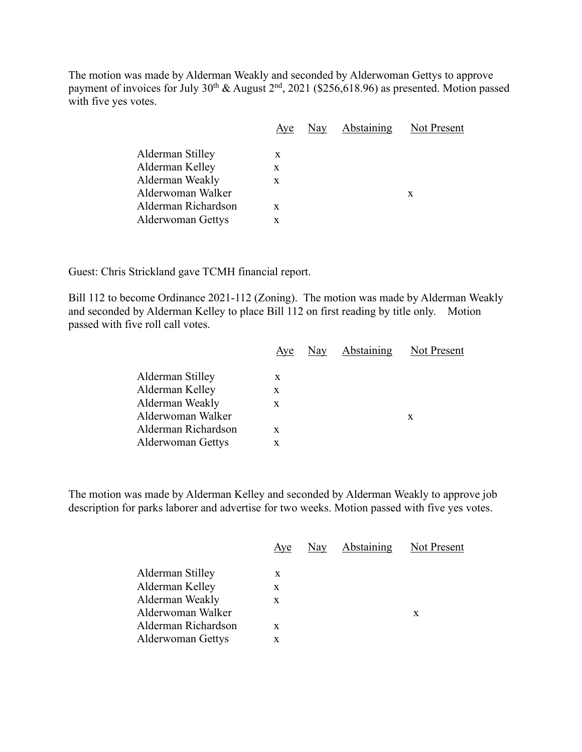The motion was made by Alderman Weakly and seconded by Alderwoman Gettys to approve payment of invoices for July 30th & August 2nd, 2021 ($256,618.96) as presented. Motion passed with five yes votes.

| | Aye | Nay | Abstaining | Not Present |
|---|---|---|---|---|
| Alderman Stilley | x | | | |
| Alderman Kelley | x | | | |
| Alderman Weakly | x | | | |
| Alderwoman Walker | | | | x |
| Alderman Richardson | x | | | |
| Alderwoman Gettys | x | | | |

Guest: Chris Strickland gave TCMH financial report.

Bill 112 to become Ordinance 2021-112 (Zoning). The motion was made by Alderman Weakly and seconded by Alderman Kelley to place Bill 112 on first reading by title only. Motion passed with five roll call votes.

| | Aye | Nay | Abstaining | Not Present |
|---|---|---|---|---|
| Alderman Stilley | x | | | |
| Alderman Kelley | x | | | |
| Alderman Weakly | x | | | |
| Alderwoman Walker | | | | x |
| Alderman Richardson | x | | | |
| Alderwoman Gettys | x | | | |

The motion was made by Alderman Kelley and seconded by Alderman Weakly to approve job description for parks laborer and advertise for two weeks. Motion passed with five yes votes.

| | Aye | Nay | Abstaining | Not Present |
|---|---|---|---|---|
| Alderman Stilley | x | | | |
| Alderman Kelley | x | | | |
| Alderman Weakly | x | | | |
| Alderwoman Walker | | | | x |
| Alderman Richardson | x | | | |
| Alderwoman Gettys | x | | | |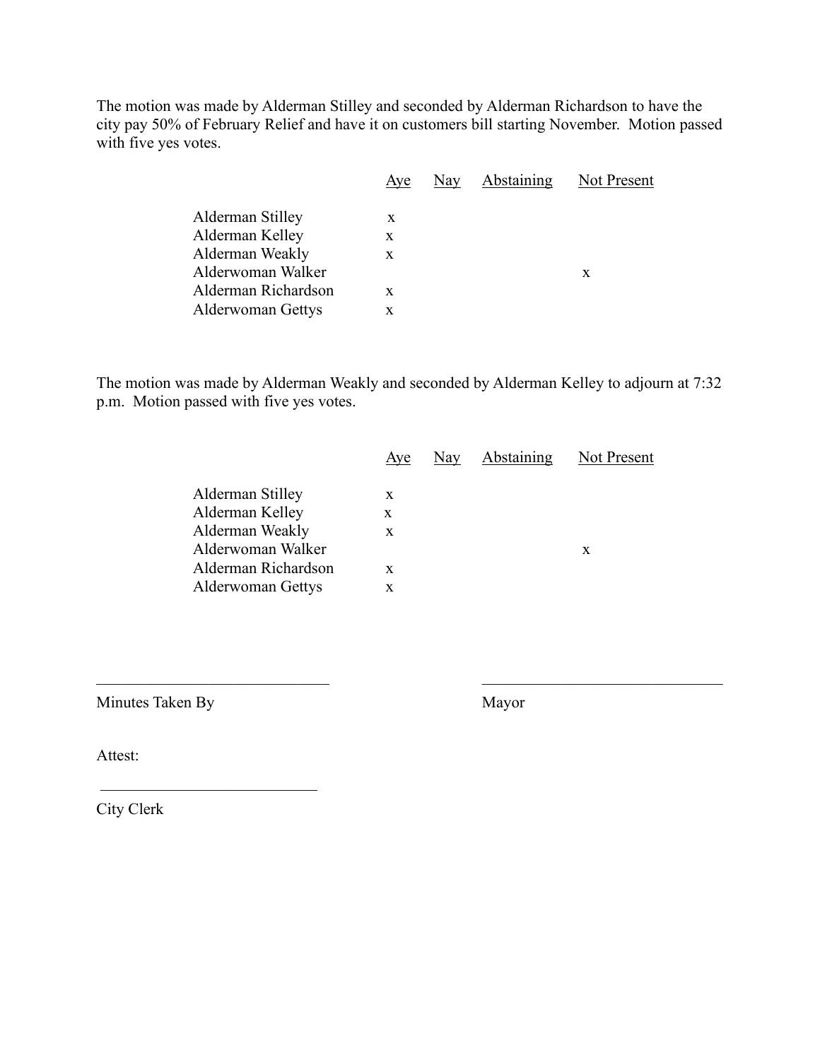The motion was made by Alderman Stilley and seconded by Alderman Richardson to have the city pay 50% of February Relief and have it on customers bill starting November. Motion passed with five yes votes.

| | Aye | Nay | Abstaining | Not Present |
|---|---|---|---|---|
| Alderman Stilley | x | | | |
| Alderman Kelley | x | | | |
| Alderman Weakly | x | | | |
| Alderwoman Walker | | | | x |
| Alderman Richardson | x | | | |
| Alderwoman Gettys | x | | | |

The motion was made by Alderman Weakly and seconded by Alderman Kelley to adjourn at 7:32 p.m. Motion passed with five yes votes.

| | Aye | Nay | Abstaining | Not Present |
|---|---|---|---|---|
| Alderman Stilley | x | | | |
| Alderman Kelley | x | | | |
| Alderman Weakly | x | | | |
| Alderwoman Walker | | | | x |
| Alderman Richardson | x | | | |
| Alderwoman Gettys | x | | | |

_____________________________ Minutes Taken By

_____________________________ Mayor

Attest:

___________________________ City Clerk